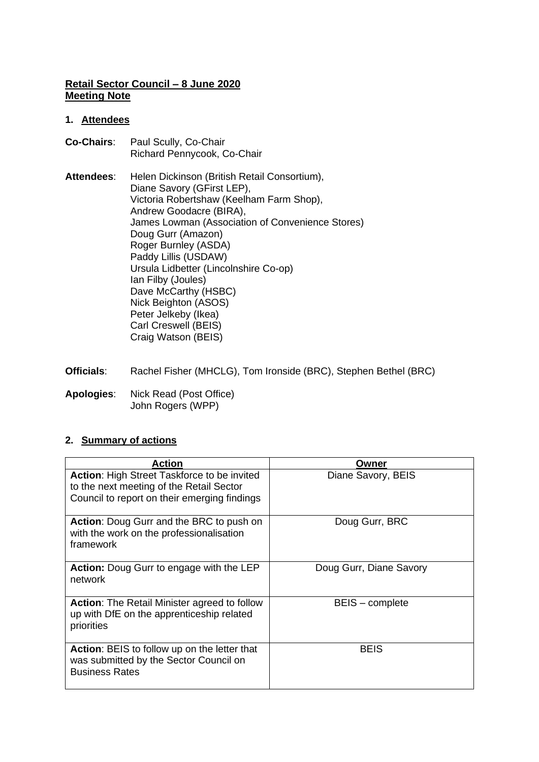**Retail Sector Council – 8 June 2020**
**Meeting Note**

## 1. Attendees

**Co-Chairs**: Paul Scully, Co-Chair
Richard Pennycook, Co-Chair

**Attendees**: Helen Dickinson (British Retail Consortium),
Diane Savory (GFirst LEP),
Victoria Robertshaw (Keelham Farm Shop),
Andrew Goodacre (BIRA),
James Lowman (Association of Convenience Stores)
Doug Gurr (Amazon)
Roger Burnley (ASDA)
Paddy Lillis (USDAW)
Ursula Lidbetter (Lincolnshire Co-op)
Ian Filby (Joules)
Dave McCarthy (HSBC)
Nick Beighton (ASOS)
Peter Jelkeby (Ikea)
Carl Creswell (BEIS)
Craig Watson (BEIS)

**Officials**: Rachel Fisher (MHCLG), Tom Ironside (BRC), Stephen Bethel (BRC)

**Apologies**: Nick Read (Post Office)
John Rogers (WPP)

## 2. Summary of actions

| Action | Owner |
| --- | --- |
| **Action**: High Street Taskforce to be invited to the next meeting of the Retail Sector Council to report on their emerging findings | Diane Savory, BEIS |
| **Action**: Doug Gurr and the BRC to push on with the work on the professionalisation framework | Doug Gurr, BRC |
| **Action:** Doug Gurr to engage with the LEP network | Doug Gurr, Diane Savory |
| **Action**: The Retail Minister agreed to follow up with DfE on the apprenticeship related priorities | BEIS – complete |
| **Action**: BEIS to follow up on the letter that was submitted by the Sector Council on Business Rates | BEIS |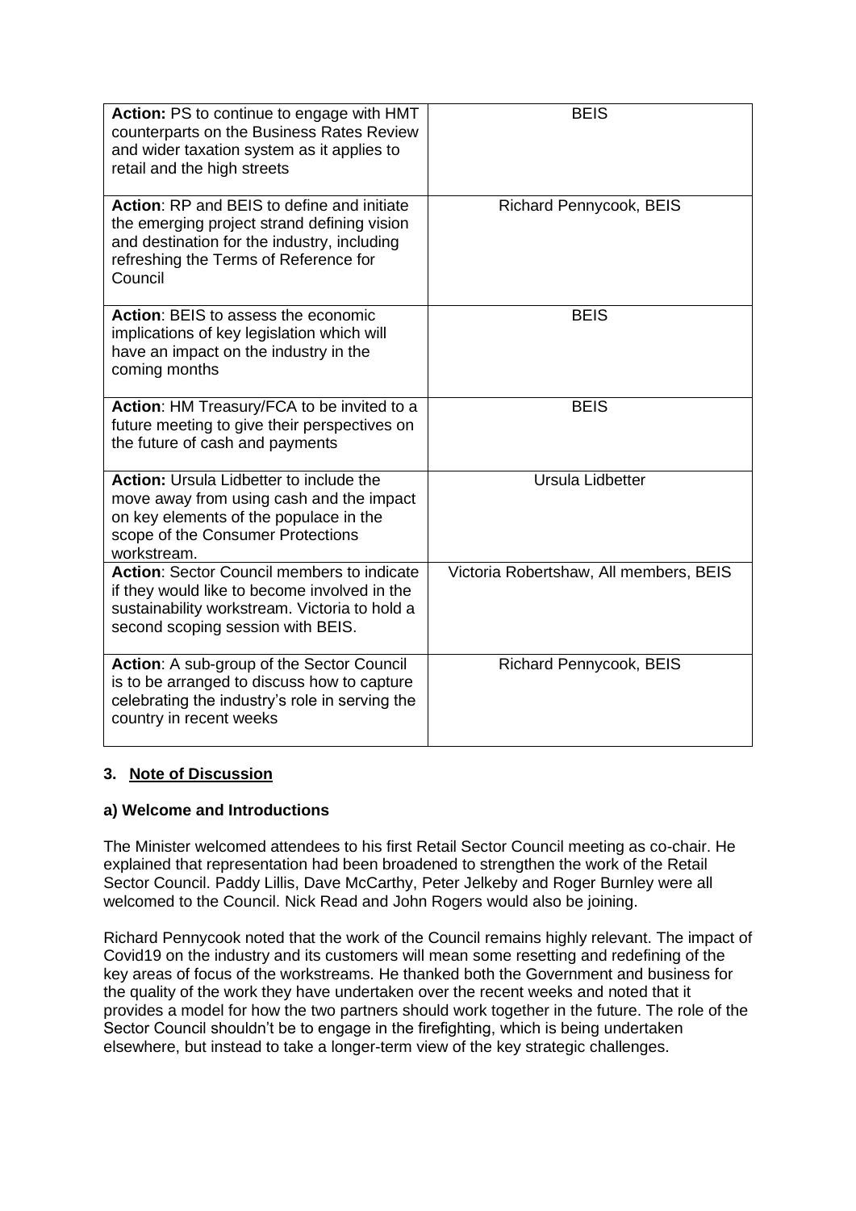| | |
|---|---|
| **Action:** PS to continue to engage with HMT counterparts on the Business Rates Review and wider taxation system as it applies to retail and the high streets | BEIS |
| **Action**: RP and BEIS to define and initiate the emerging project strand defining vision and destination for the industry, including refreshing the Terms of Reference for Council | Richard Pennycook, BEIS |
| **Action**: BEIS to assess the economic implications of key legislation which will have an impact on the industry in the coming months | BEIS |
| **Action**: HM Treasury/FCA to be invited to a future meeting to give their perspectives on the future of cash and payments | BEIS |
| **Action:** Ursula Lidbetter to include the move away from using cash and the impact on key elements of the populace in the scope of the Consumer Protections workstream. | Ursula Lidbetter |
| **Action**: Sector Council members to indicate if they would like to become involved in the sustainability workstream. Victoria to hold a second scoping session with BEIS. | Victoria Robertshaw, All members, BEIS |
| **Action**: A sub-group of the Sector Council is to be arranged to discuss how to capture celebrating the industry's role in serving the country in recent weeks | Richard Pennycook, BEIS |

### 3. Note of Discussion

#### a) Welcome and Introductions

The Minister welcomed attendees to his first Retail Sector Council meeting as co-chair. He explained that representation had been broadened to strengthen the work of the Retail Sector Council. Paddy Lillis, Dave McCarthy, Peter Jelkeby and Roger Burnley were all welcomed to the Council. Nick Read and John Rogers would also be joining.

Richard Pennycook noted that the work of the Council remains highly relevant. The impact of Covid19 on the industry and its customers will mean some resetting and redefining of the key areas of focus of the workstreams. He thanked both the Government and business for the quality of the work they have undertaken over the recent weeks and noted that it provides a model for how the two partners should work together in the future. The role of the Sector Council shouldn't be to engage in the firefighting, which is being undertaken elsewhere, but instead to take a longer-term view of the key strategic challenges.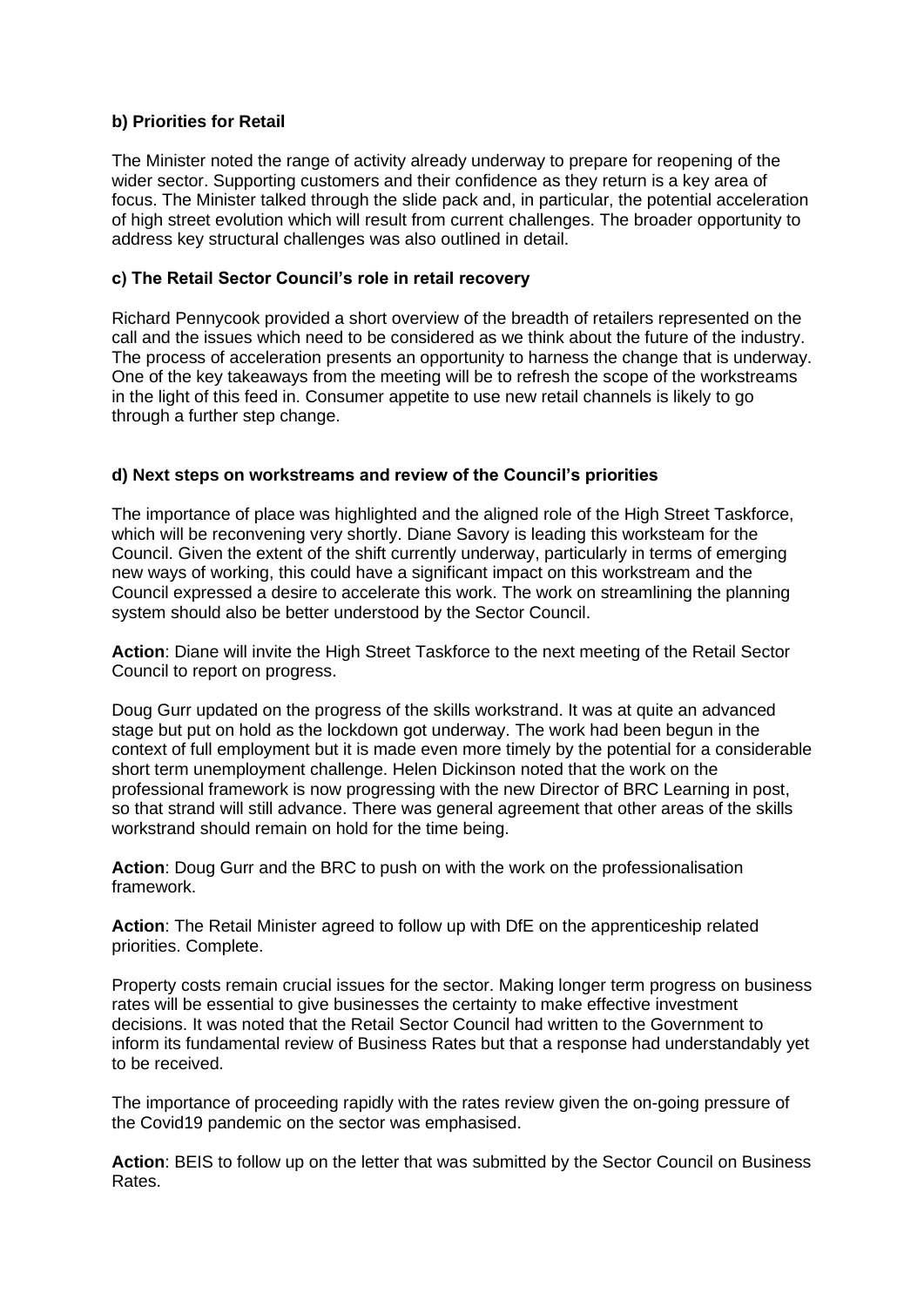**b) Priorities for Retail**

The Minister noted the range of activity already underway to prepare for reopening of the wider sector. Supporting customers and their confidence as they return is a key area of focus. The Minister talked through the slide pack and, in particular, the potential acceleration of high street evolution which will result from current challenges. The broader opportunity to address key structural challenges was also outlined in detail.

**c) The Retail Sector Council's role in retail recovery**

Richard Pennycook provided a short overview of the breadth of retailers represented on the call and the issues which need to be considered as we think about the future of the industry. The process of acceleration presents an opportunity to harness the change that is underway. One of the key takeaways from the meeting will be to refresh the scope of the workstreams in the light of this feed in. Consumer appetite to use new retail channels is likely to go through a further step change.

**d) Next steps on workstreams and review of the Council's priorities**

The importance of place was highlighted and the aligned role of the High Street Taskforce, which will be reconvening very shortly. Diane Savory is leading this worksteam for the Council. Given the extent of the shift currently underway, particularly in terms of emerging new ways of working, this could have a significant impact on this workstream and the Council expressed a desire to accelerate this work. The work on streamlining the planning system should also be better understood by the Sector Council.

**Action**: Diane will invite the High Street Taskforce to the next meeting of the Retail Sector Council to report on progress.

Doug Gurr updated on the progress of the skills workstrand. It was at quite an advanced stage but put on hold as the lockdown got underway. The work had been begun in the context of full employment but it is made even more timely by the potential for a considerable short term unemployment challenge. Helen Dickinson noted that the work on the professional framework is now progressing with the new Director of BRC Learning in post, so that strand will still advance. There was general agreement that other areas of the skills workstrand should remain on hold for the time being.

**Action**: Doug Gurr and the BRC to push on with the work on the professionalisation framework.

**Action**: The Retail Minister agreed to follow up with DfE on the apprenticeship related priorities. Complete.

Property costs remain crucial issues for the sector. Making longer term progress on business rates will be essential to give businesses the certainty to make effective investment decisions. It was noted that the Retail Sector Council had written to the Government to inform its fundamental review of Business Rates but that a response had understandably yet to be received.

The importance of proceeding rapidly with the rates review given the on-going pressure of the Covid19 pandemic on the sector was emphasised.

**Action**: BEIS to follow up on the letter that was submitted by the Sector Council on Business Rates.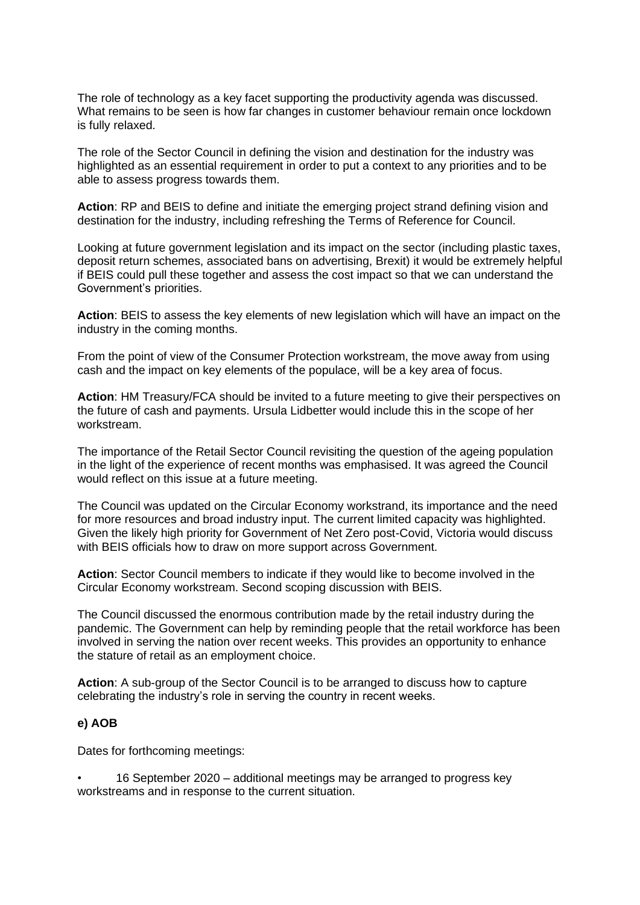The role of technology as a key facet supporting the productivity agenda was discussed. What remains to be seen is how far changes in customer behaviour remain once lockdown is fully relaxed.

The role of the Sector Council in defining the vision and destination for the industry was highlighted as an essential requirement in order to put a context to any priorities and to be able to assess progress towards them.

**Action**: RP and BEIS to define and initiate the emerging project strand defining vision and destination for the industry, including refreshing the Terms of Reference for Council.

Looking at future government legislation and its impact on the sector (including plastic taxes, deposit return schemes, associated bans on advertising, Brexit) it would be extremely helpful if BEIS could pull these together and assess the cost impact so that we can understand the Government's priorities.

**Action**: BEIS to assess the key elements of new legislation which will have an impact on the industry in the coming months.

From the point of view of the Consumer Protection workstream, the move away from using cash and the impact on key elements of the populace, will be a key area of focus.

**Action**: HM Treasury/FCA should be invited to a future meeting to give their perspectives on the future of cash and payments. Ursula Lidbetter would include this in the scope of her workstream.

The importance of the Retail Sector Council revisiting the question of the ageing population in the light of the experience of recent months was emphasised. It was agreed the Council would reflect on this issue at a future meeting.

The Council was updated on the Circular Economy workstrand, its importance and the need for more resources and broad industry input. The current limited capacity was highlighted. Given the likely high priority for Government of Net Zero post-Covid, Victoria would discuss with BEIS officials how to draw on more support across Government.

**Action**: Sector Council members to indicate if they would like to become involved in the Circular Economy workstream. Second scoping discussion with BEIS.

The Council discussed the enormous contribution made by the retail industry during the pandemic. The Government can help by reminding people that the retail workforce has been involved in serving the nation over recent weeks. This provides an opportunity to enhance the stature of retail as an employment choice.

**Action**: A sub-group of the Sector Council is to be arranged to discuss how to capture celebrating the industry's role in serving the country in recent weeks.

**e) AOB**

Dates for forthcoming meetings:

- 16 September 2020 – additional meetings may be arranged to progress key workstreams and in response to the current situation.